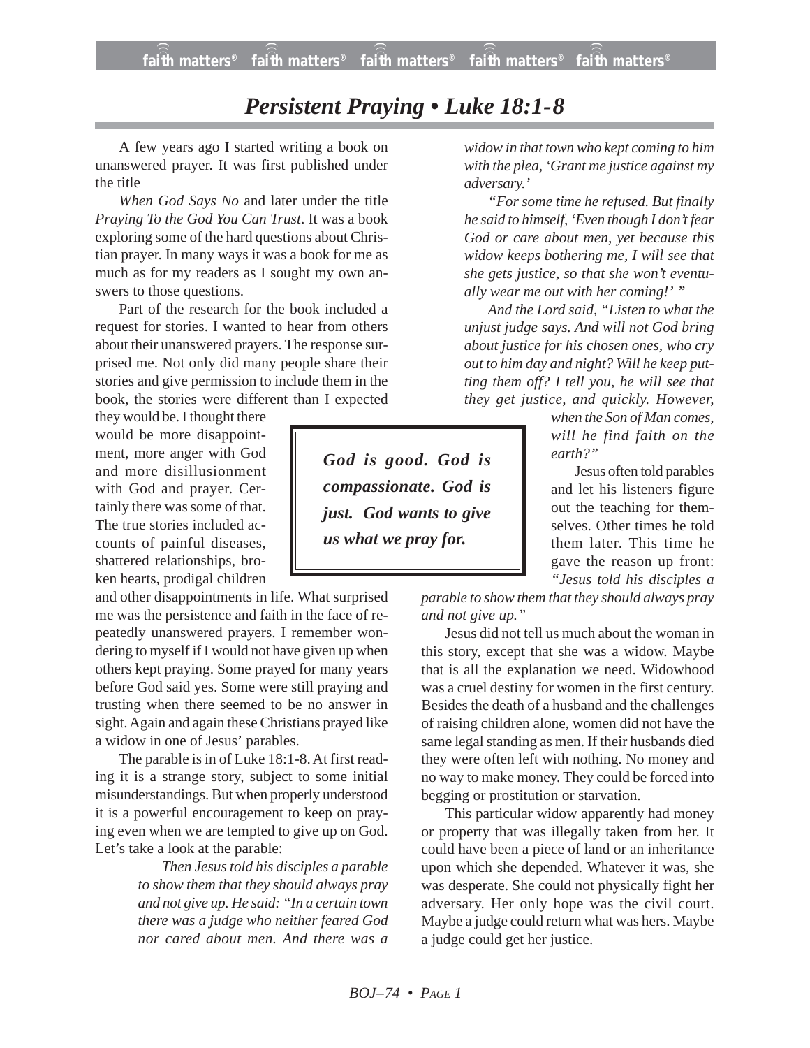# *Persistent Praying • Luke 18:1-8*

A few years ago I started writing a book on unanswered prayer. It was first published under the title

*When God Says No* and later under the title *Praying To the God You Can Trust*. It was a book exploring some of the hard questions about Christian prayer. In many ways it was a book for me as much as for my readers as I sought my own answers to those questions.

Part of the research for the book included a request for stories. I wanted to hear from others about their unanswered prayers. The response surprised me. Not only did many people share their stories and give permission to include them in the book, the stories were different than I expected they would be. I thought there would be more disappointment, more anger with God and more disillusionment with God and prayer. Certainly there was some of that. The true stories included accounts of painful diseases, shattered relationships, broken hearts, prodigal children and other disappointments in life. What surprised me was the persistence and faith in the face of repeatedly unanswered prayers. I remember wondering to myself if I would not have given up when others kept praying. Some prayed for many years before God said yes. Some were still praying and trusting when there seemed to be no answer in sight. Again and again these Christians prayed like a widow in one of Jesus' parables.

The parable is in of Luke 18:1-8. At first reading it is a strange story, subject to some initial misunderstandings. But when properly understood it is a powerful encouragement to keep on praying even when we are tempted to give up on God. Let's take a look at the parable:

> *Then Jesus told his disciples a parable to show them that they should always pray and not give up. He said: "In a certain town there was a judge who neither feared God nor cared about men. And there was a widow in that town who kept coming to him with the plea, 'Grant me justice against my adversary.'*
>
> *"For some time he refused. But finally he said to himself, 'Even though I don't fear God or care about men, yet because this widow keeps bothering me, I will see that she gets justice, so that she won't eventually wear me out with her coming!' "*
>
> *And the Lord said, "Listen to what the unjust judge says. And will not God bring about justice for his chosen ones, who cry out to him day and night? Will he keep putting them off? I tell you, he will see that they get justice, and quickly. However, when the Son of Man comes, will he find faith on the earth?"*

> ***God is good. God is compassionate. God is just. God wants to give us what we pray for.***

Jesus often told parables and let his listeners figure out the teaching for themselves. Other times he told them later. This time he gave the reason up front: *"Jesus told his disciples a parable to show them that they should always pray and not give up."*

Jesus did not tell us much about the woman in this story, except that she was a widow. Maybe that is all the explanation we need. Widowhood was a cruel destiny for women in the first century. Besides the death of a husband and the challenges of raising children alone, women did not have the same legal standing as men. If their husbands died they were often left with nothing. No money and no way to make money. They could be forced into begging or prostitution or starvation.

This particular widow apparently had money or property that was illegally taken from her. It could have been a piece of land or an inheritance upon which she depended. Whatever it was, she was desperate. She could not physically fight her adversary. Her only hope was the civil court. Maybe a judge could return what was hers. Maybe a judge could get her justice.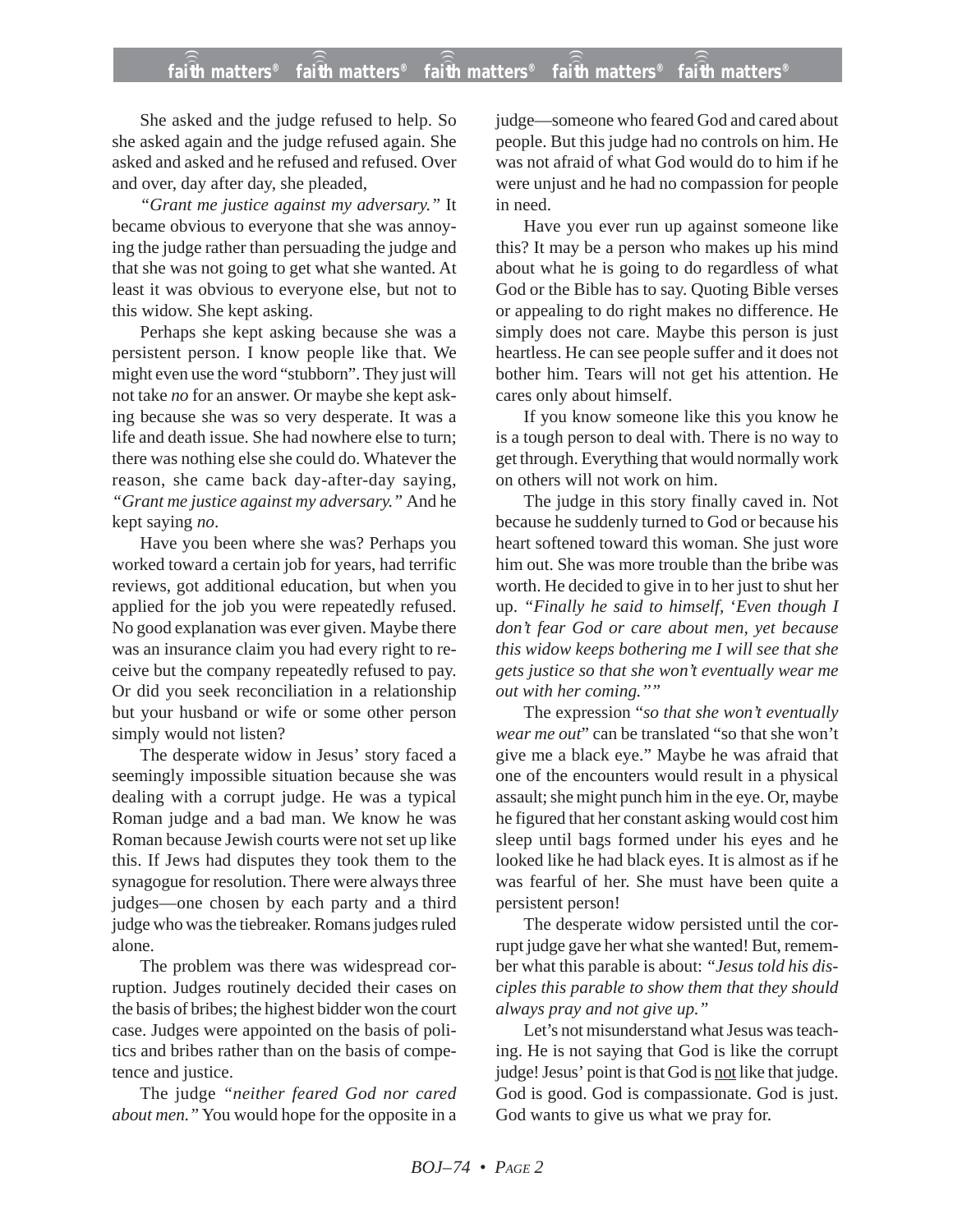She asked and the judge refused to help. So she asked again and the judge refused again. She asked and asked and he refused and refused. Over and over, day after day, she pleaded,

*"Grant me justice against my adversary."* It became obvious to everyone that she was annoying the judge rather than persuading the judge and that she was not going to get what she wanted. At least it was obvious to everyone else, but not to this widow. She kept asking.

Perhaps she kept asking because she was a persistent person. I know people like that. We might even use the word "stubborn". They just will not take *no* for an answer. Or maybe she kept asking because she was so very desperate. It was a life and death issue. She had nowhere else to turn; there was nothing else she could do. Whatever the reason, she came back day-after-day saying, *"Grant me justice against my adversary."* And he kept saying *no*.

Have you been where she was? Perhaps you worked toward a certain job for years, had terrific reviews, got additional education, but when you applied for the job you were repeatedly refused. No good explanation was ever given. Maybe there was an insurance claim you had every right to receive but the company repeatedly refused to pay. Or did you seek reconciliation in a relationship but your husband or wife or some other person simply would not listen?

The desperate widow in Jesus' story faced a seemingly impossible situation because she was dealing with a corrupt judge. He was a typical Roman judge and a bad man. We know he was Roman because Jewish courts were not set up like this. If Jews had disputes they took them to the synagogue for resolution. There were always three judges—one chosen by each party and a third judge who was the tiebreaker. Romans judges ruled alone.

The problem was there was widespread corruption. Judges routinely decided their cases on the basis of bribes; the highest bidder won the court case. Judges were appointed on the basis of politics and bribes rather than on the basis of competence and justice.

The judge *"neither feared God nor cared about men."* You would hope for the opposite in a judge—someone who feared God and cared about people. But this judge had no controls on him. He was not afraid of what God would do to him if he were unjust and he had no compassion for people in need.

Have you ever run up against someone like this? It may be a person who makes up his mind about what he is going to do regardless of what God or the Bible has to say. Quoting Bible verses or appealing to do right makes no difference. He simply does not care. Maybe this person is just heartless. He can see people suffer and it does not bother him. Tears will not get his attention. He cares only about himself.

If you know someone like this you know he is a tough person to deal with. There is no way to get through. Everything that would normally work on others will not work on him.

The judge in this story finally caved in. Not because he suddenly turned to God or because his heart softened toward this woman. She just wore him out. She was more trouble than the bribe was worth. He decided to give in to her just to shut her up. *"Finally he said to himself, 'Even though I don't fear God or care about men, yet because this widow keeps bothering me I will see that she gets justice so that she won't eventually wear me out with her coming.""*

The expression "*so that she won't eventually wear me out*" can be translated "so that she won't give me a black eye." Maybe he was afraid that one of the encounters would result in a physical assault; she might punch him in the eye. Or, maybe he figured that her constant asking would cost him sleep until bags formed under his eyes and he looked like he had black eyes. It is almost as if he was fearful of her. She must have been quite a persistent person!

The desperate widow persisted until the corrupt judge gave her what she wanted! But, remember what this parable is about: *"Jesus told his disciples this parable to show them that they should always pray and not give up."*

Let's not misunderstand what Jesus was teaching. He is not saying that God is like the corrupt judge! Jesus' point is that God is <u>not</u> like that judge. God is good. God is compassionate. God is just. God wants to give us what we pray for.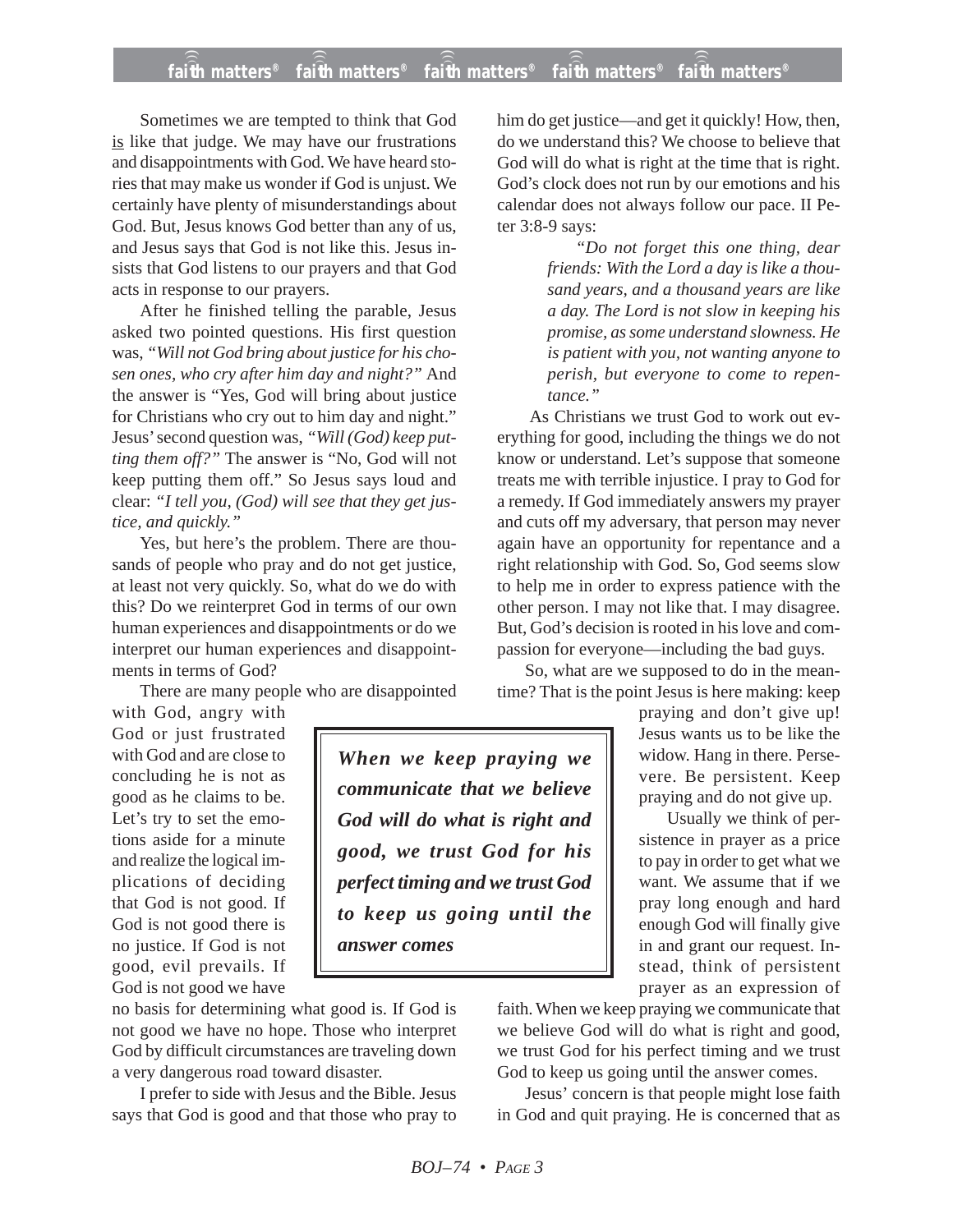Sometimes we are tempted to think that God <u>is</u> like that judge. We may have our frustrations and disappointments with God. We have heard stories that may make us wonder if God is unjust. We certainly have plenty of misunderstandings about God. But, Jesus knows God better than any of us, and Jesus says that God is not like this. Jesus insists that God listens to our prayers and that God acts in response to our prayers.

After he finished telling the parable, Jesus asked two pointed questions. His first question was, *"Will not God bring about justice for his chosen ones, who cry after him day and night?"* And the answer is "Yes, God will bring about justice for Christians who cry out to him day and night." Jesus' second question was, *"Will (God) keep putting them off?"* The answer is "No, God will not keep putting them off." So Jesus says loud and clear: *"I tell you, (God) will see that they get justice, and quickly."*

Yes, but here's the problem. There are thousands of people who pray and do not get justice, at least not very quickly. So, what do we do with this? Do we reinterpret God in terms of our own human experiences and disappointments or do we interpret our human experiences and disappointments in terms of God?

There are many people who are disappointed with God, angry with God or just frustrated with God and are close to concluding he is not as good as he claims to be. Let's try to set the emotions aside for a minute and realize the logical implications of deciding that God is not good. If God is not good there is no justice. If God is not good, evil prevails. If God is not good we have no basis for determining what good is. If God is not good we have no hope. Those who interpret God by difficult circumstances are traveling down a very dangerous road toward disaster.

I prefer to side with Jesus and the Bible. Jesus says that God is good and that those who pray to him do get justice—and get it quickly! How, then, do we understand this? We choose to believe that God will do what is right at the time that is right. God's clock does not run by our emotions and his calendar does not always follow our pace. II Peter 3:8-9 says:

> *"Do not forget this one thing, dear friends: With the Lord a day is like a thousand years, and a thousand years are like a day. The Lord is not slow in keeping his promise, as some understand slowness. He is patient with you, not wanting anyone to perish, but everyone to come to repentance."*

As Christians we trust God to work out everything for good, including the things we do not know or understand. Let's suppose that someone treats me with terrible injustice. I pray to God for a remedy. If God immediately answers my prayer and cuts off my adversary, that person may never again have an opportunity for repentance and a right relationship with God. So, God seems slow to help me in order to express patience with the other person. I may not like that. I may disagree. But, God's decision is rooted in his love and compassion for everyone—including the bad guys.

So, what are we supposed to do in the meantime? That is the point Jesus is here making: keep praying and don't give up! Jesus wants us to be like the widow. Hang in there. Persevere. Be persistent. Keep praying and do not give up.

> ***When we keep praying we communicate that we believe God will do what is right and good, we trust God for his perfect timing and we trust God to keep us going until the answer comes***

Usually we think of persistence in prayer as a price to pay in order to get what we want. We assume that if we pray long enough and hard enough God will finally give in and grant our request. Instead, think of persistent prayer as an expression of faith. When we keep praying we communicate that we believe God will do what is right and good, we trust God for his perfect timing and we trust God to keep us going until the answer comes.

Jesus' concern is that people might lose faith in God and quit praying. He is concerned that as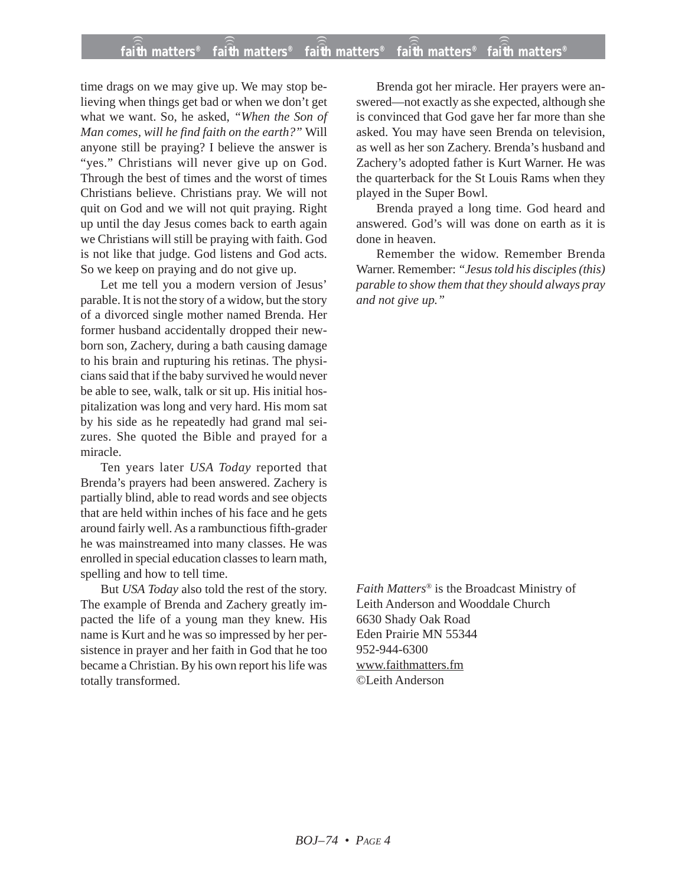time drags on we may give up. We may stop believing when things get bad or when we don't get what we want. So, he asked, *"When the Son of Man comes, will he find faith on the earth?"* Will anyone still be praying? I believe the answer is "yes." Christians will never give up on God. Through the best of times and the worst of times Christians believe. Christians pray. We will not quit on God and we will not quit praying. Right up until the day Jesus comes back to earth again we Christians will still be praying with faith. God is not like that judge. God listens and God acts. So we keep on praying and do not give up.

Let me tell you a modern version of Jesus' parable. It is not the story of a widow, but the story of a divorced single mother named Brenda. Her former husband accidentally dropped their newborn son, Zachery, during a bath causing damage to his brain and rupturing his retinas. The physicians said that if the baby survived he would never be able to see, walk, talk or sit up. His initial hospitalization was long and very hard. His mom sat by his side as he repeatedly had grand mal seizures. She quoted the Bible and prayed for a miracle.

Ten years later *USA Today* reported that Brenda's prayers had been answered. Zachery is partially blind, able to read words and see objects that are held within inches of his face and he gets around fairly well. As a rambunctious fifth-grader he was mainstreamed into many classes. He was enrolled in special education classes to learn math, spelling and how to tell time.

But *USA Today* also told the rest of the story. The example of Brenda and Zachery greatly impacted the life of a young man they knew. His name is Kurt and he was so impressed by her persistence in prayer and her faith in God that he too became a Christian. By his own report his life was totally transformed.

Brenda got her miracle. Her prayers were answered—not exactly as she expected, although she is convinced that God gave her far more than she asked. You may have seen Brenda on television, as well as her son Zachery. Brenda's husband and Zachery's adopted father is Kurt Warner. He was the quarterback for the St Louis Rams when they played in the Super Bowl.

Brenda prayed a long time. God heard and answered. God's will was done on earth as it is done in heaven.

Remember the widow. Remember Brenda Warner. Remember: "*Jesus told his disciples (this) parable to show them that they should always pray and not give up."*

*Faith Matters*® is the Broadcast Ministry of
Leith Anderson and Wooddale Church
6630 Shady Oak Road
Eden Prairie MN 55344
952-944-6300
www.faithmatters.fm
©Leith Anderson